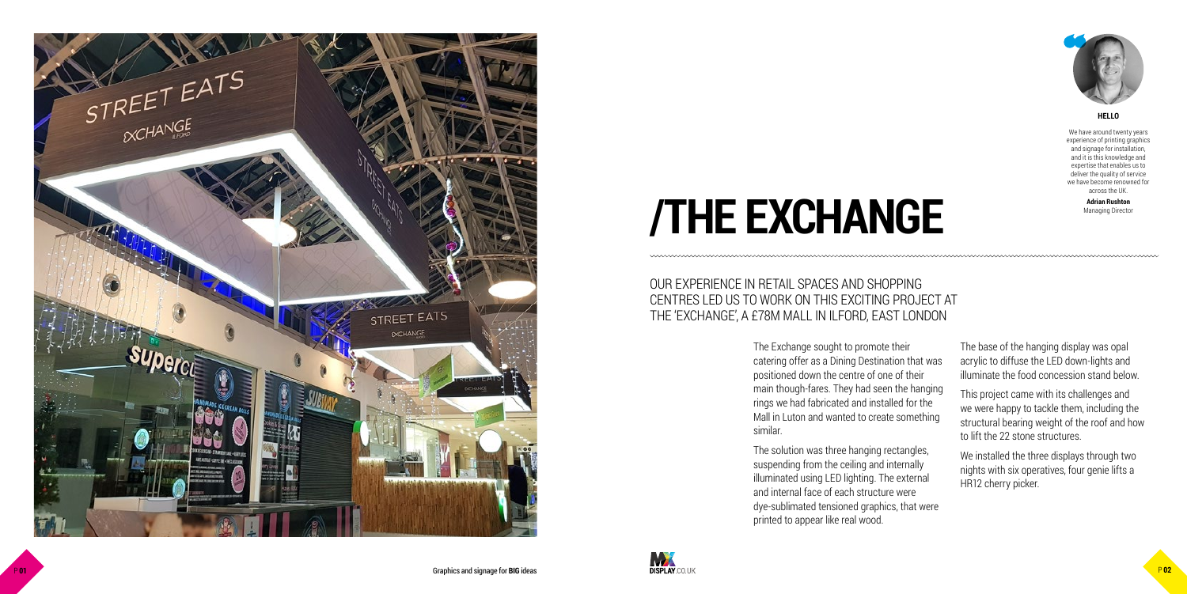# /THE EXCHANGE

**HELLO**

We have around twenty years experience of printing graphics and signage for installation, and it is this knowledge and expertise that enables us to deliver the quality of service we have become renowned for across the UK.

**Adrian Rushton**
Managing Director

## OUR EXPERIENCE IN RETAIL SPACES AND SHOPPING CENTRES LED US TO WORK ON THIS EXCITING PROJECT AT THE 'EXCHANGE', A £78M MALL IN ILFORD, EAST LONDON

The Exchange sought to promote their catering offer as a Dining Destination that was positioned down the centre of one of their main though-fares. They had seen the hanging rings we had fabricated and installed for the Mall in Luton and wanted to create something similar.

The solution was three hanging rectangles, suspending from the ceiling and internally illuminated using LED lighting. The external and internal face of each structure were dye-sublimated tensioned graphics, that were printed to appear like real wood.

The base of the hanging display was opal acrylic to diffuse the LED down-lights and illuminate the food concession stand below.

This project came with its challenges and we were happy to tackle them, including the structural bearing weight of the roof and how to lift the 22 stone structures.

We installed the three displays through two nights with six operatives, four genie lifts a HR12 cherry picker.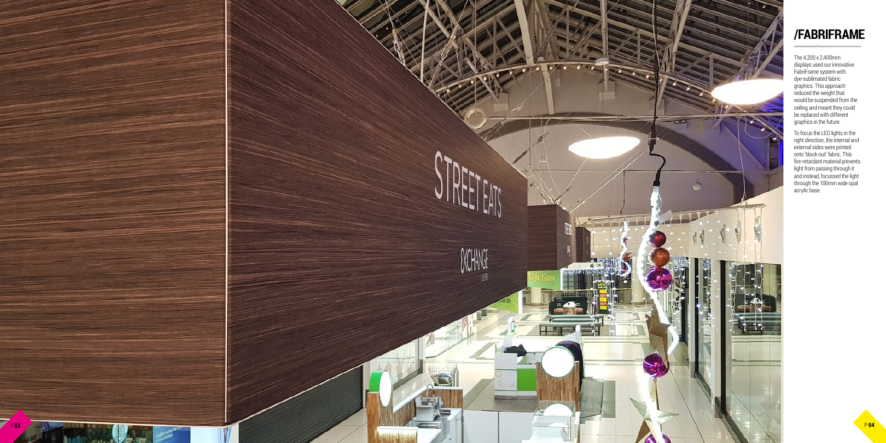# /FABRIFRAME

The 4,200 x 2,400mm displays used our innovative FabriFrame system with dye-sublimated fabric graphics. This approach reduced the weight that would be suspended from the ceiling and meant they could be replaced with different graphics in the future.

To focus the LED lights in the right direction, the internal and external sides were printed onto 'block-out' fabric. This fire-retardant material prevents light from passing through it and instead, focussed the light through the 100mm wide opal acrylic base.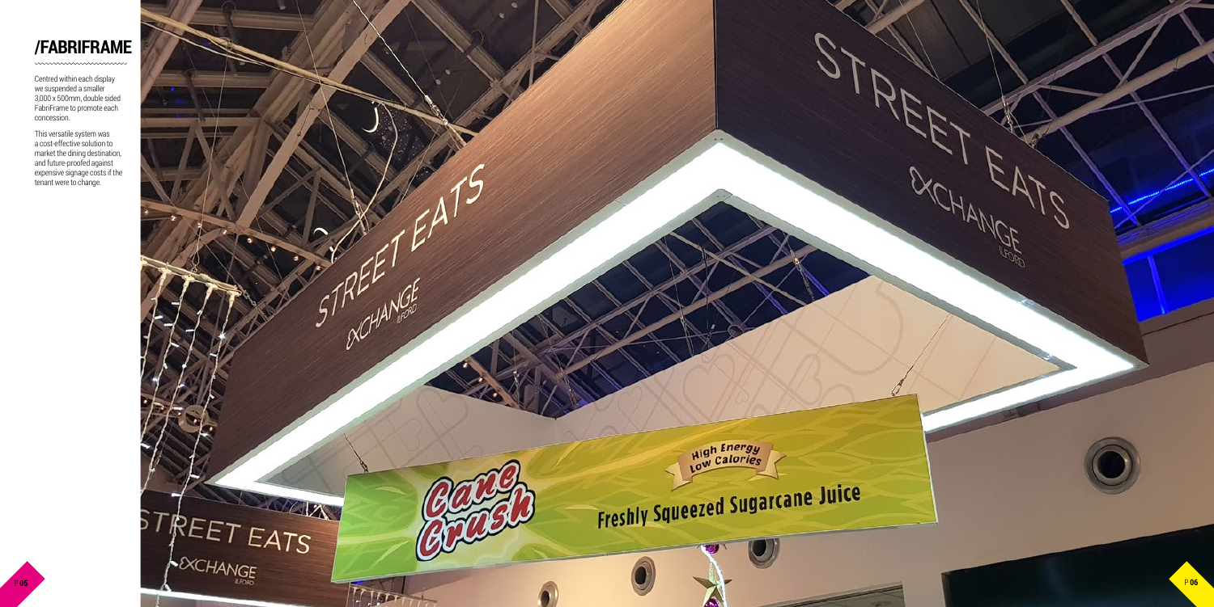# /FABRIFRAME

Centred within each display we suspended a smaller 3,000 x 500mm, double sided FabriFrame to promote each concession.

This versatile system was a cost-effective solution to market the dining destination, and future-proofed against expensive signage costs if the tenant were to change.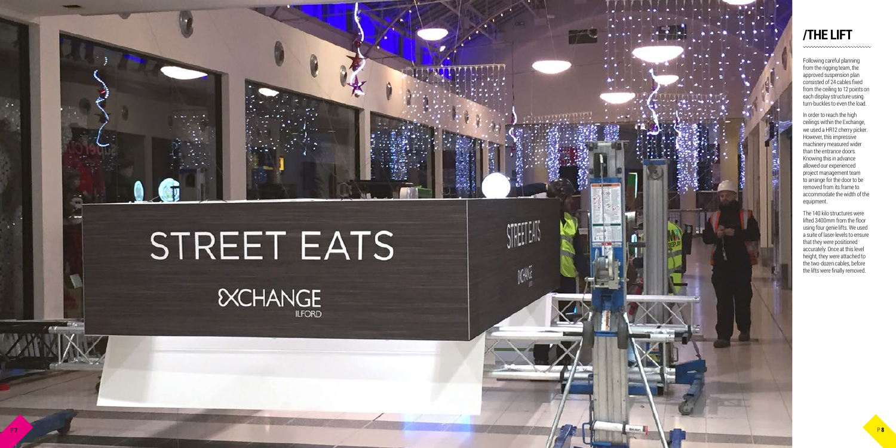## /THE LIFT

Following careful planning from the rigging team, the approved suspension plan consisted of 24 cables fixed from the ceiling to 12 points on each display structure using turn-buckles to even the load.

In order to reach the high ceilings within the Exchange, we used a HR12 cherry picker. However, this impressive machinery measured wider than the entrance doors. Knowing this in advance allowed our experienced project management team to arrange for the door to be removed from its frame to accommodate the width of the equipment.

The 140 kilo structures were lifted 3400mm from the floor using four genie lifts. We used a suite of laser-levels to ensure that they were positioned accurately. Once at this level height, they were attached to the two-dozen cables, before the lifts were finally removed.